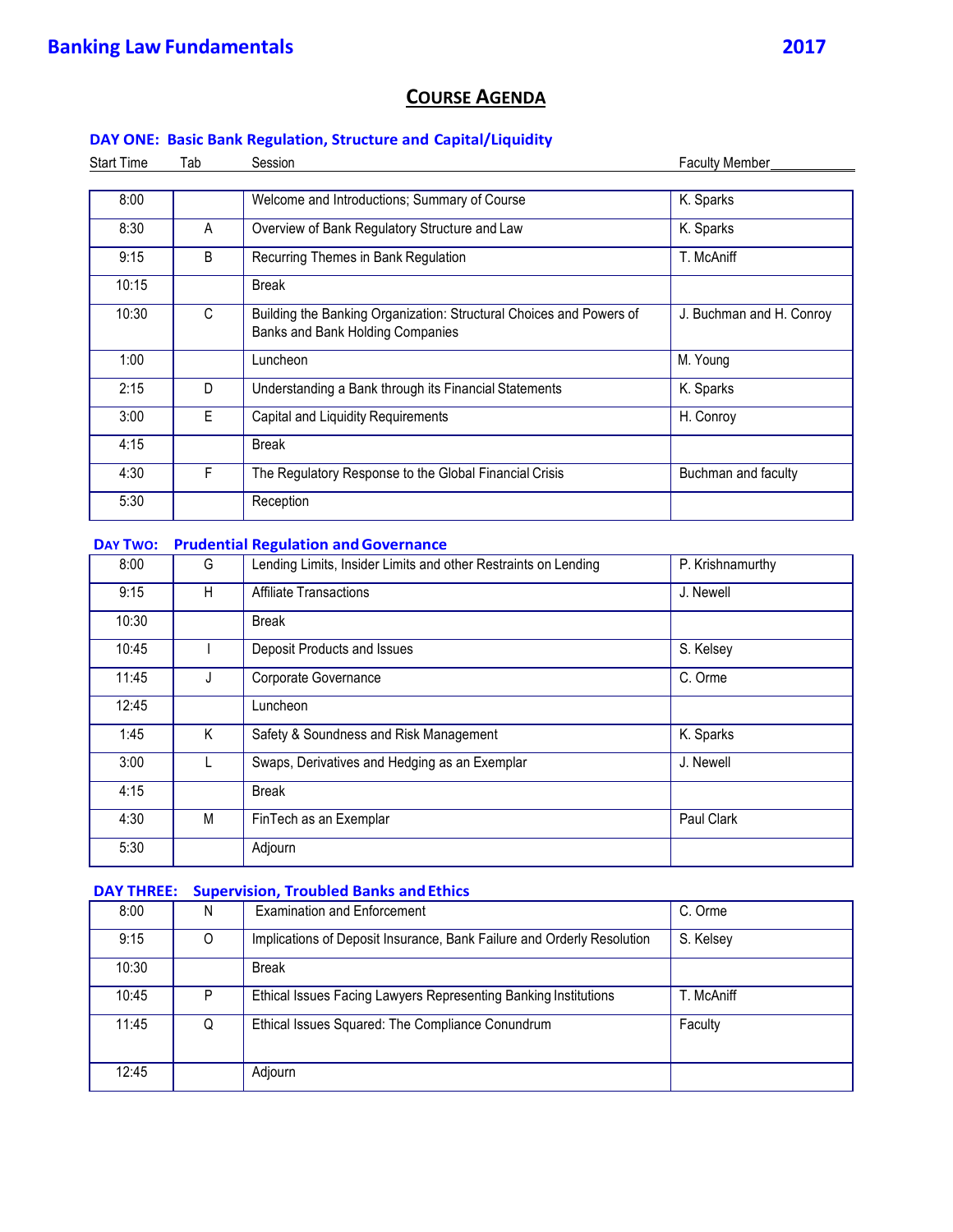# Banking Law Fundamentals 2017

## COURSE AGENDA

### DAY ONE: Basic Bank Regulation, Structure and Capital/Liquidity

| Start Time | Tab | Session | Faculty Member |
|---|---|---|---|
| 8:00 | | Welcome and Introductions; Summary of Course | K. Sparks |
| 8:30 | A | Overview of Bank Regulatory Structure and Law | K. Sparks |
| 9:15 | B | Recurring Themes in Bank Regulation | T. McAniff |
| 10:15 | | Break | |
| 10:30 | C | Building the Banking Organization: Structural Choices and Powers of Banks and Bank Holding Companies | J. Buchman and H. Conroy |
| 1:00 | | Luncheon | M. Young |
| 2:15 | D | Understanding a Bank through its Financial Statements | K. Sparks |
| 3:00 | E | Capital and Liquidity Requirements | H. Conroy |
| 4:15 | | Break | |
| 4:30 | F | The Regulatory Response to the Global Financial Crisis | Buchman and faculty |
| 5:30 | | Reception | |

### DAY TWO: Prudential Regulation and Governance

| Start Time | Tab | Session | Faculty Member |
|---|---|---|---|
| 8:00 | G | Lending Limits, Insider Limits and other Restraints on Lending | P. Krishnamurthy |
| 9:15 | H | Affiliate Transactions | J. Newell |
| 10:30 | | Break | |
| 10:45 | I | Deposit Products and Issues | S. Kelsey |
| 11:45 | J | Corporate Governance | C. Orme |
| 12:45 | | Luncheon | |
| 1:45 | K | Safety & Soundness and Risk Management | K. Sparks |
| 3:00 | L | Swaps, Derivatives and Hedging as an Exemplar | J. Newell |
| 4:15 | | Break | |
| 4:30 | M | FinTech as an Exemplar | Paul Clark |
| 5:30 | | Adjourn | |

### DAY THREE: Supervision, Troubled Banks and Ethics

| Start Time | Tab | Session | Faculty Member |
|---|---|---|---|
| 8:00 | N | Examination and Enforcement | C. Orme |
| 9:15 | O | Implications of Deposit Insurance, Bank Failure and Orderly Resolution | S. Kelsey |
| 10:30 | | Break | |
| 10:45 | P | Ethical Issues Facing Lawyers Representing Banking Institutions | T. McAniff |
| 11:45 | Q | Ethical Issues Squared: The Compliance Conundrum | Faculty |
| 12:45 | | Adjourn | |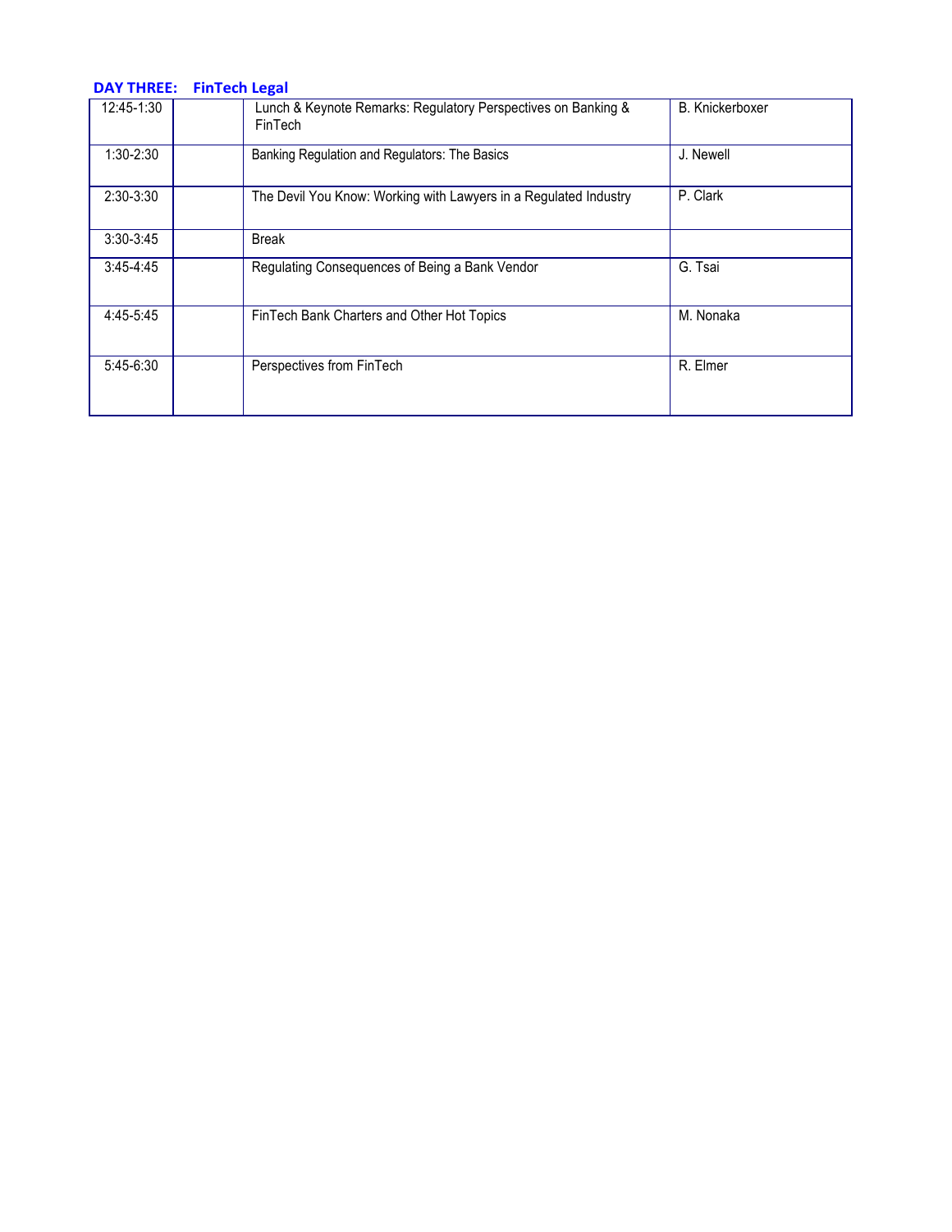**DAY THREE: FinTech Legal**

| | | | |
|---|---|---|---|
| 12:45-1:30 | | Lunch & Keynote Remarks: Regulatory Perspectives on Banking & FinTech | B. Knickerboxer |
| 1:30-2:30 | | Banking Regulation and Regulators: The Basics | J. Newell |
| 2:30-3:30 | | The Devil You Know: Working with Lawyers in a Regulated Industry | P. Clark |
| 3:30-3:45 | | Break | |
| 3:45-4:45 | | Regulating Consequences of Being a Bank Vendor | G. Tsai |
| 4:45-5:45 | | FinTech Bank Charters and Other Hot Topics | M. Nonaka |
| 5:45-6:30 | | Perspectives from FinTech | R. Elmer |